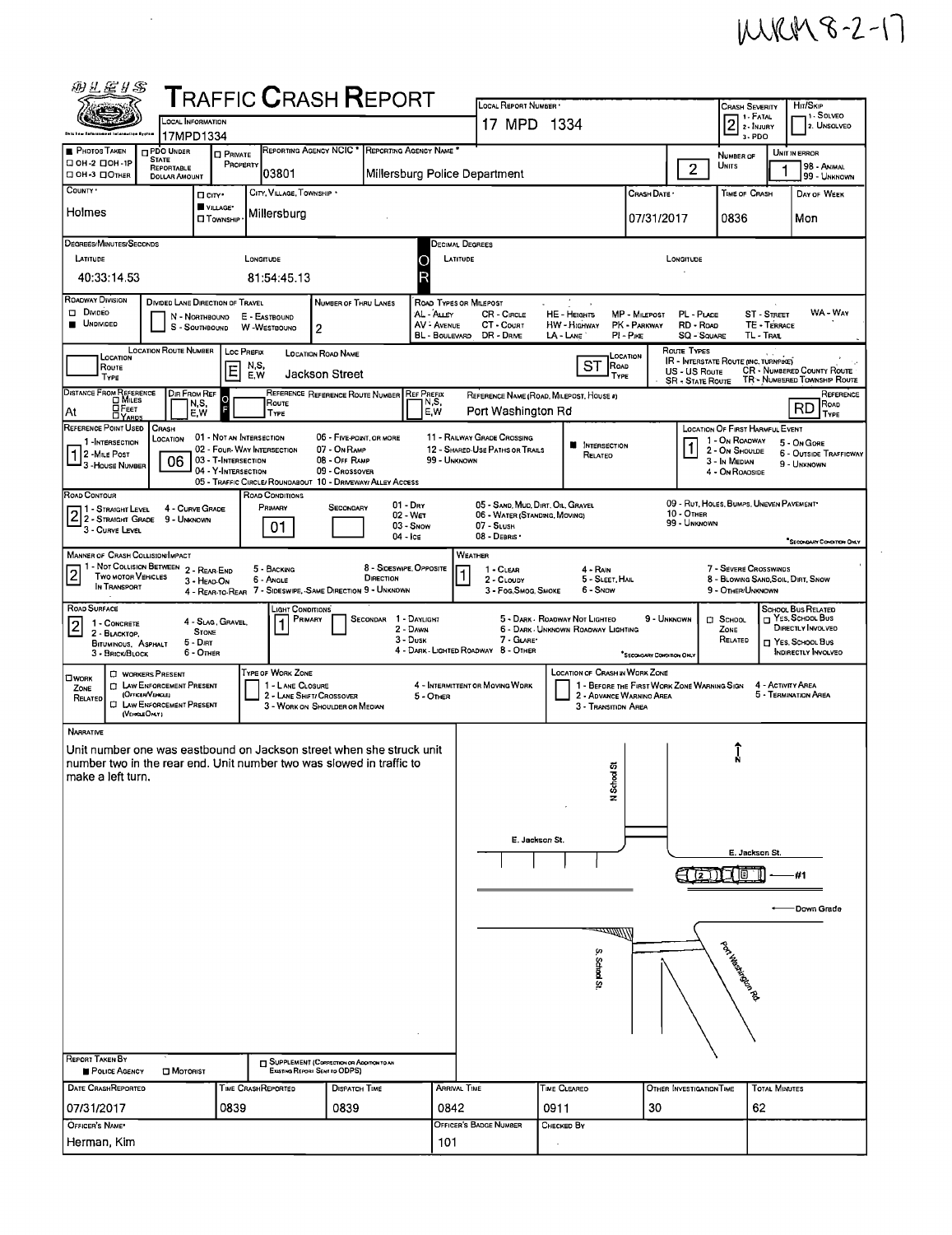MRM 8-2-17

# TRAFFIC CRASH REPORT

| Field | Value |
|---|---|
| Local Information | 17MPD1334 |
| Local Report Number | 17 MPD 1334 |
| Crash Severity | 2 (1 - Fatal, 2 - Injury, 3 - PDO) |
| Hit/Skip | (1 - Solved, 2 - Unsolved) |
| Reporting Agency NCIC | 03801 |
| Reporting Agency Name | Millersburg Police Department |
| Number of Units | 2 |
| Unit in Error | 1 (98 - Animal, 99 - Unknown) |
| County | Holmes |
| City, Village, Township | Village: Millersburg |
| Crash Date | 07/31/2017 |
| Time of Crash | 0836 |
| Day of Week | Mon |

**Degrees/Minutes/Seconds**

| Latitude | Longitude |
|---|---|
| 40:33:14.53 | 81:54:45.13 |

| Field | Value |
|---|---|
| Roadway Division | Undivided |
| Number of Thru Lanes | 2 |
| Location Prefix | E |
| Location Road Name | Jackson Street |
| Location Road Type | ST |
| Reference Name (Road, Milepost, House #) | Port Washington Rd |
| Reference Road Type | RD |
| Distance From Reference | At |
| Reference Point Used | 1 - Intersection |
| Crash Location | 06 |
| Location of First Harmful Event | 1 - On Roadway |
| Road Contour | 2 - Straight Grade |
| Road Conditions (Primary) | 01 |
| Manner of Crash Collision/Impact | 2 - Rear-End |
| Weather | 1 - Clear |
| Road Surface | 2 - Blacktop, Bituminous, Asphalt |
| Light Conditions (Primary) | 1 - Daylight |

**Narrative**

Unit number one was eastbound on Jackson street when she struck unit number two in the rear end. Unit number two was slowed in traffic to make a left turn.

Diagram labels: N School St; E. Jackson St.; E. Jackson St.; #1; Down Grade; S. School St.; Port Washington Rd; N

| Report Taken By | Police Agency |
|---|---|

| Date Crash Reported | Time Crash Reported | Dispatch Time | Arrival Time | Time Cleared | Other Investigation Time | Total Minutes |
|---|---|---|---|---|---|---|
| 07/31/2017 | 0839 | 0839 | 0842 | 0911 | 30 | 62 |

| Officer's Name | Officer's Badge Number | Checked By |
|---|---|---|
| Herman, Kim | 101 | |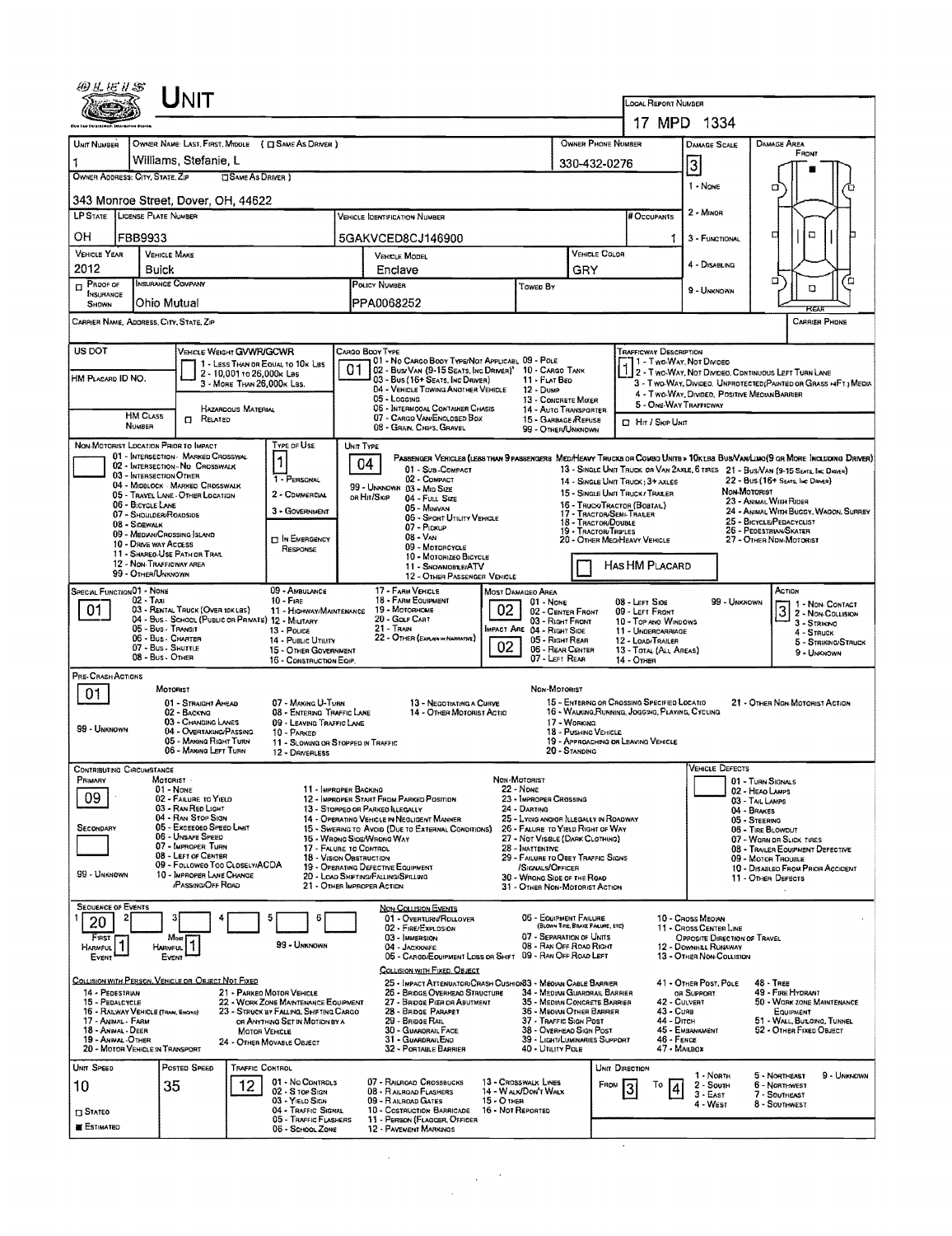# Unit

**Local Report Number:** 17 MPD 1334

| Unit Number | Owner Name: Last, First, Middle ( ☐ Same As Driver ) | Owner Phone Number | Damage Scale | Damage Area |
|---|---|---|---|---|
| 1 | Williams, Stefanie, L | 330-432-0276 | 3 | Front |

**Owner Address: City, State, Zip** ( ☐ Same As Driver )

343 Monroe Street, Dover, OH, 44622

Damage Scale: 1 - None; 2 - Minor; 3 - Functional; 4 - Disabling; 9 - Unknown

| LP State | License Plate Number | Vehicle Identification Number | # Occupants |
|---|---|---|---|
| OH | FBB9933 | 5GAKVCED8CJ146900 | 1 |

| Vehicle Year | Vehicle Make | Vehicle Model | Vehicle Color |
|---|---|---|---|
| 2012 | Buick | Enclave | GRY |

| ☐ Proof of Insurance Shown | Insurance Company | Policy Number | Towed By |
|---|---|---|---|
| | Ohio Mutual | PPA0068252 | |

**Carrier Name, Address, City, State, Zip** | **Carrier Phone**

**US DOT** | **HM Placard ID No.** | **HM Class Number** | ☐ Related (Hazardous Material)

**Vehicle Weight GVWR/GCWR:** 1 - Less Than or Equal to 10k Lbs; 2 - 10,001 to 26,000k Lbs; 3 - More Than 26,000k Lbs.

**Cargo Body Type:** 01
01 - No Cargo Body Type/Not Applicable; 02 - Bus/Van (9-15 Seats, Inc Driver); 03 - Bus (16+ Seats, Inc Driver); 04 - Vehicle Towing Another Vehicle; 05 - Logging; 06 - Intermodal Container Chassis; 07 - Cargo Van/Enclosed Box; 08 - Grain, Chips, Gravel; 09 - Pole; 10 - Cargo Tank; 11 - Flat Bed; 12 - Dump; 13 - Concrete Mixer; 14 - Auto Transporter; 15 - Garbage/Refuse; 99 - Other/Unknown

**Trafficway Description:** 1
1 - Two-Way, Not Divided; 2 - Two-Way, Not Divided, Continuous Left Turn Lane; 3 - Two-Way, Divided, Unprotected (Painted or Grass >4Ft.) Media; 4 - Two-Way, Divided, Positive Median Barrier; 5 - One-Way Trafficway
☐ Hit / Skip Unit

**Non-Motorist Location Prior to Impact:**
01 - Intersection - Marked Crosswalk; 02 - Intersection - No Crosswalk; 03 - Intersection Other; 04 - Midblock - Marked Crosswalk; 05 - Travel Lane - Other Location; 06 - Bicycle Lane; 07 - Shoulder/Roadside; 08 - Sidewalk; 09 - Median/Crossing Island; 10 - Drive Way Access; 11 - Shared-Use Path or Trail; 12 - Non-Trafficway Area; 99 - Other/Unknown

**Type of Use:** 1
1 - Personal; 2 - Commercial; 3 - Government; ☐ In Emergency Response

**Unit Type:** 04
Passenger Vehicles (less than 9 passengers): 01 - Sub-Compact; 02 - Compact; 99 - Unknown 03 - Mid Size or Hit/Skip; 04 - Full Size; 05 - Minivan; 06 - Sport Utility Vehicle; 07 - Pickup; 08 - Van; 09 - Motorcycle; 10 - Motorized Bicycle; 11 - Snowmobile/ATV; 12 - Other Passenger Vehicle
Med/Heavy Trucks or Combo Units > 10k lbs Bus/Van/Limo (9 or More Including Driver): 13 - Single Unit Truck or Van 2 Axle, 6 Tires; 14 - Single Unit Truck; 3+ Axles; 15 - Single Unit Truck / Trailer; 16 - Truck/Tractor (Bobtail); 17 - Tractor/Semi-Trailer; 18 - Tractor/Double; 19 - Tractor/Triples; 20 - Other Med/Heavy Vehicle; 21 - Bus/Van (9-15 Seats, Inc Driver); 22 - Bus (16+ Seats, Inc Driver)
Non-Motorist: 23 - Animal With Rider; 24 - Animal With Buggy, Wagon, Surrey; 25 - Bicycle/Pedacyclist; 26 - Pedestrian/Skater; 27 - Other Non-Motorist
☐ Has HM Placard

**Special Function:** 01
01 - None; 02 - Taxi; 03 - Rental Truck (Over 10k lbs); 04 - Bus - School (Public or Private); 05 - Bus - Transit; 06 - Bus - Charter; 07 - Bus - Shuttle; 08 - Bus - Other; 09 - Ambulance; 10 - Fire; 11 - Highway/Maintenance; 12 - Military; 13 - Police; 14 - Public Utility; 15 - Other Government; 16 - Construction Eqip.; 17 - Farm Vehicle; 18 - Farm Equipment; 19 - Motorhome; 20 - Golf Cart; 21 - Train; 22 - Other (Explain in Narrative)

**Most Damaged Area:** 02
**Impact Are:** 02
01 - None; 02 - Center Front; 03 - Right Front; 04 - Right Side; 05 - Right Rear; 06 - Rear Center; 07 - Left Rear; 08 - Left Side; 09 - Left Front; 10 - Top and Windows; 11 - Undercarriage; 12 - Load/Trailer; 13 - Total (All Areas); 14 - Other; 99 - Unknown

**Action:** 3
1 - Non-Contact; 2 - Non-Collision; 3 - Striking; 4 - Struck; 5 - Striking/Struck; 9 - Unknown

**Pre-Crash Actions:** 01
Motorist: 01 - Straight Ahead; 02 - Backing; 03 - Changing Lanes; 04 - Overtaking/Passing; 05 - Making Right Turn; 06 - Making Left Turn; 07 - Making U-Turn; 08 - Entering Traffic Lane; 09 - Leaving Traffic Lane; 10 - Parked; 11 - Slowing or Stopped in Traffic; 12 - Driverless; 13 - Negotiating a Curve; 14 - Other Motorist Actio; 99 - Unknown
Non-Motorist: 15 - Entering or Crossing Specified Locatio; 16 - Walking, Running, Jogging, Playing, Cycling; 17 - Working; 18 - Pushing Vehicle; 19 - Approaching or Leaving Vehicle; 20 - Standing; 21 - Other Non-Motorist Action

**Contributing Circumstance**
Primary: 09
Secondary:
Motorist: 01 - None; 02 - Failure to Yield; 03 - Ran Red Light; 04 - Ran Stop Sign; 05 - Exceeded Speed Limit; 06 - Unsafe Speed; 07 - Improper Turn; 08 - Left of Center; 09 - Followed Too Closely/ACDA; 10 - Improper Lane Change /Passing/Off Road; 11 - Improper Backing; 12 - Improper Start From Parked Position; 13 - Stopped or Parked Illegally; 14 - Operating Vehicle in Negligent Manner; 15 - Swering to Avoid (Due to External Conditions); 16 - Wrong Side/Wrong Way; 17 - Failure to Control; 18 - Vision Obstruction; 19 - Operating Defective Equipment; 20 - Load Shifting/Falling/Spilling; 21 - Other Improper Action; 99 - Unknown
Non-Motorist: 22 - None; 23 - Improper Crossing; 24 - Darting; 25 - Lying and/or Illegally in Roadway; 26 - Failure to Yield Right of Way; 27 - Not Visible (Dark Clothing); 28 - Inattentive; 29 - Failure to Obey Traffic Signs /Signals/Officer; 30 - Wrong Side of the Road; 31 - Other Non-Motorist Action

**Vehicle Defects:**
01 - Turn Signals; 02 - Head Lamps; 03 - Tail Lamps; 04 - Brakes; 05 - Steering; 06 - Tire Blowout; 07 - Worn or Slick Tires; 08 - Trailer Equipment Defective; 09 - Motor Trouble; 10 - Disabled From Prior Accident; 11 - Other Defects

**Sequence of Events**
1: 20; 2: ; 3: ; 4: ; 5: ; 6:
First Harmful Event: 1
Most Harmful Event: 1
99 - Unknown

Non-Collision Events: 01 - Overturn/Rollover; 02 - Fire/Explosion; 03 - Immersion; 04 - Jackknife; 05 - Cargo/Equipment Loss or Shift; 06 - Equipment Failure (Blown Tire, Brake Failure, etc); 07 - Separation of Units; 08 - Ran Off Road Right; 09 - Ran Off Road Left; 10 - Cross Median; 11 - Cross Center Line Opposite Direction of Travel; 12 - Downhill Runaway; 13 - Other Non-Collision

Collision with Person, Vehicle or Object Not Fixed: 14 - Pedestrian; 15 - Pedalcycle; 16 - Railway Vehicle (Train, Engine); 17 - Animal - Farm; 18 - Animal - Deer; 19 - Animal - Other; 20 - Motor Vehicle in Transport; 21 - Parked Motor Vehicle; 22 - Work Zone Maintenance Equipment; 23 - Struck by Falling, Shifting Cargo or Anything Set in Motion by a Motor Vehicle; 24 - Other Movable Object

Collision with Fixed Object: 25 - Impact Attenuator/Crash Cushion; 26 - Bridge Overhead Structure; 27 - Bridge Pier or Abutment; 28 - Bridge Parapet; 29 - Bridge Rail; 30 - Guardrail Face; 31 - Guardrail End; 32 - Portable Barrier; 33 - Median Cable Barrier; 34 - Median Guardrail Barrier; 35 - Median Concrete Barrier; 36 - Median Other Barrier; 37 - Traffic Sign Post; 38 - Overhead Sign Post; 39 - Light/Luminaries Support; 40 - Utility Pole; 41 - Other Post, Pole or Support; 42 - Culvert; 43 - Curb; 44 - Ditch; 45 - Embankment; 46 - Fence; 47 - Mailbox; 48 - Tree; 49 - Fire Hydrant; 50 - Work Zone Maintenance Equipment; 51 - Wall, Building, Tunnel; 52 - Other Fixed Object

| Unit Speed | Posted Speed | Traffic Control | Unit Direction |
|---|---|---|---|
| 10 | 35 | 12 | From 3 To 4 |

☐ Stated
☒ Estimated

Traffic Control: 01 - No Controls; 02 - Stop Sign; 03 - Yield Sign; 04 - Traffic Signal; 05 - Traffic Flashers; 06 - School Zone; 07 - Railroad Crossbucks; 08 - Railroad Flashers; 09 - Railroad Gates; 10 - Costruction Barricade; 11 - Person (Flagger, Officer); 12 - Pavement Markings; 13 - Crosswalk Lines; 14 - Walk/Don't Walk; 15 - Other; 16 - Not Reported

Unit Direction: 1 - North; 2 - South; 3 - East; 4 - West; 5 - Northeast; 6 - Northwest; 7 - Southeast; 8 - Southwest; 9 - Unknown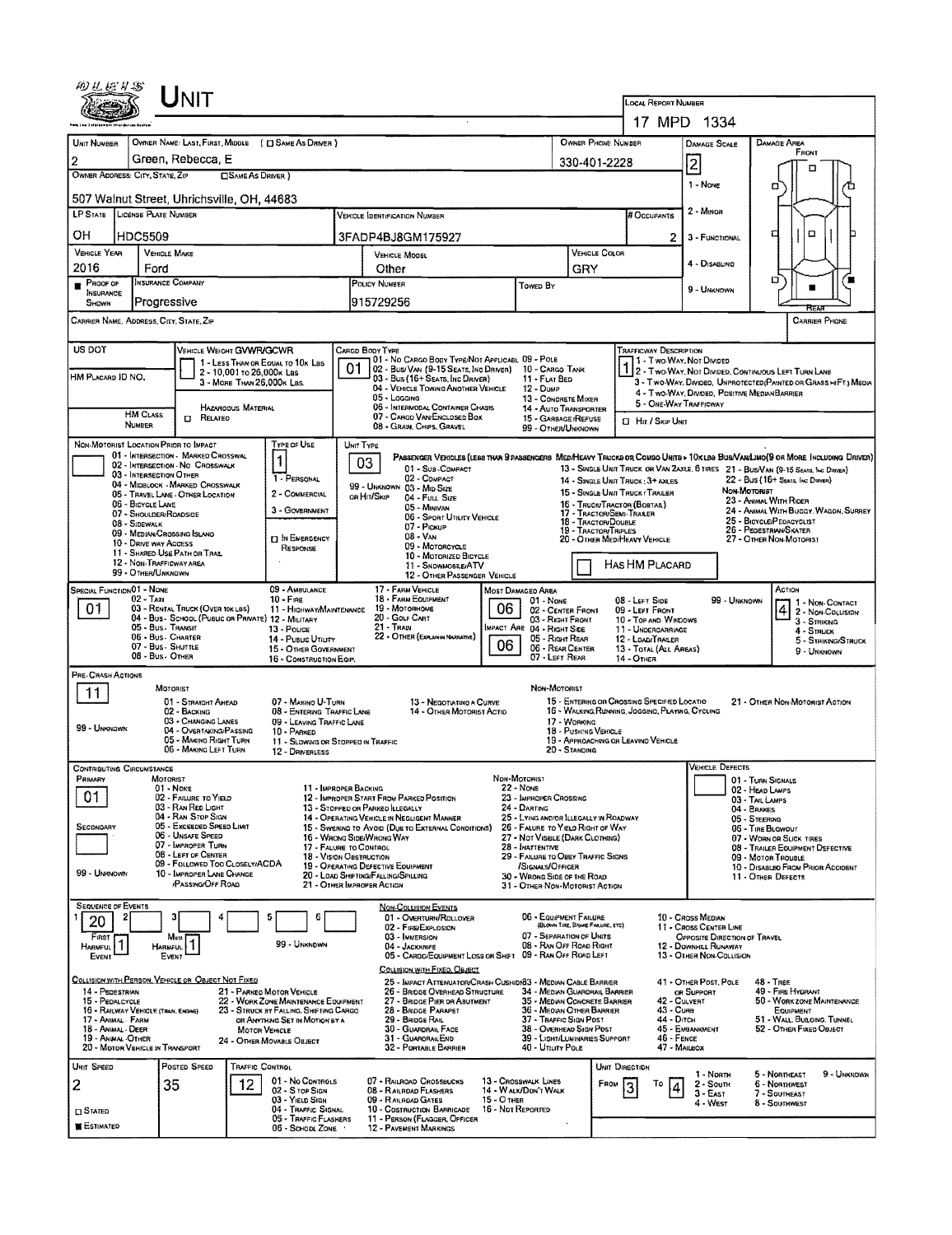# Unit

LOCAL REPORT NUMBER: 17 MPD 1334

| UNIT NUMBER | OWNER NAME: LAST, FIRST, MIDDLE ( ☐ SAME AS DRIVER ) | OWNER PHONE NUMBER | DAMAGE SCALE | DAMAGE AREA |
|---|---|---|---|---|
| 2 | Green, Rebecca, E | 330-401-2228 | 2 | FRONT |

OWNER ADDRESS: CITY, STATE, ZIP ☐ SAME AS DRIVER )

507 Walnut Street, Uhrichsville, OH, 44683

| LP STATE | LICENSE PLATE NUMBER | VEHICLE IDENTIFICATION NUMBER | # OCCUPANTS |
|---|---|---|---|
| OH | HDC5509 | 3FADP4BJ8GM175927 | 2 |

| VEHICLE YEAR | VEHICLE MAKE | VEHICLE MODEL | VEHICLE COLOR |
|---|---|---|---|
| 2016 | Ford | Other | GRY |

| ■ PROOF OF INSURANCE SHOWN | INSURANCE COMPANY | POLICY NUMBER | TOWED BY |
|---|---|---|---|
| | Progressive | 915729256 | |

DAMAGE SCALE: 1 - NONE, 2 - MINOR, 3 - FUNCTIONAL, 4 - DISABLING, 9 - UNKNOWN

CARRIER NAME, ADDRESS, CITY, STATE, ZIP — CARRIER PHONE

US DOT — VEHICLE WEIGHT GVWR/GCWR: 1 - LESS THAN OR EQUAL TO 10K LBS; 2 - 10,001 TO 26,000K LBS; 3 - MORE THAN 26,000K LBS.

HM PLACARD ID NO. — HM CLASS NUMBER — ☐ HAZARDOUS MATERIAL RELATED

CARGO BODY TYPE: **01** — 01 - NO CARGO BODY TYPE/NOT APPLICABLE; 02 - BUS/VAN (9-15 SEATS, INC DRIVER); 03 - BUS (16+ SEATS, INC DRIVER); 04 - VEHICLE TOWING ANOTHER VEHICLE; 05 - LOGGING; 06 - INTERMODAL CONTAINER CHASIS; 07 - CARGO VAN/ENCLOSED BOX; 08 - GRAIN, CHIPS, GRAVEL; 09 - POLE; 10 - CARGO TANK; 11 - FLAT BED; 12 - DUMP; 13 - CONCRETE MIXER; 14 - AUTO TRANSPORTER; 15 - GARBAGE/REFUSE; 99 - OTHER/UNKNOWN

TRAFFICWAY DESCRIPTION: **1** — 1 - TWO-WAY, NOT DIVIDED; 2 - TWO-WAY, NOT DIVIDED, CONTINUOUS LEFT TURN LANE; 3 - TWO-WAY, DIVIDED, UNPROTECTED (PAINTED OR GRASS >4FT.) MEDIA; 4 - TWO-WAY, DIVIDED, POSITIVE MEDIAN BARRIER; 5 - ONE-WAY TRAFFICWAY; ☐ HIT / SKIP UNIT

NON-MOTORIST LOCATION PRIOR TO IMPACT: 01 - INTERSECTION - MARKED CROSSWALK; 02 - INTERSECTION - NO CROSSWALK; 03 - INTERSECTION OTHER; 04 - MIDBLOCK - MARKED CROSSWALK; 05 - TRAVEL LANE - OTHER LOCATION; 06 - BICYCLE LANE; 07 - SHOULDER/ROADSIDE; 08 - SIDEWALK; 09 - MEDIAN/CROSSING ISLAND; 10 - DRIVE WAY ACCESS; 11 - SHARED-USE PATH OR TRAIL; 12 - NON-TRAFFICWAY AREA; 99 - OTHER/UNKNOWN

TYPE OF USE: **1** — 1 - PERSONAL; 2 - COMMERCIAL; 3 - GOVERNMENT; ☐ IN EMERGENCY RESPONSE

UNIT TYPE: **03** — PASSENGER VEHICLES (LESS THAN 9 PASSENGERS MED/HEAVY TRUCKS OR COMBO UNITS > 10K LBS BUS/VAN/LIMO (9 OR MORE INCLUDING DRIVER)): 01 - SUB-COMPACT; 02 - COMPACT; 99 - UNKNOWN 03 - MID SIZE OR HIT/SKIP; 04 - FULL SIZE; 05 - MINIVAN; 06 - SPORT UTILITY VEHICLE; 07 - PICKUP; 08 - VAN; 09 - MOTORCYCLE; 10 - MOTORIZED BICYCLE; 11 - SNOWMOBILE/ATV; 12 - OTHER PASSENGER VEHICLE; 13 - SINGLE UNIT TRUCK OR VAN 2AXLE, 6 TIRES; 14 - SINGLE UNIT TRUCK: 3+ AXLES; 15 - SINGLE UNIT TRUCK / TRAILER; 16 - TRUCK/TRACTOR (BOBTAIL); 17 - TRACTOR/SEMI-TRAILER; 18 - TRACTOR/DOUBLE; 19 - TRACTOR/TRIPLES; 20 - OTHER MED/HEAVY VEHICLE; 21 - BUS/VAN (9-15 SEATS, INC DRIVER); 22 - BUS (16+ SEATS, INC DRIVER); NON-MOTORIST: 23 - ANIMAL WITH RIDER; 24 - ANIMAL WITH BUGGY, WAGON, SURREY; 25 - BICYCLE/PEDACYCLIST; 26 - PEDESTRIAN/SKATER; 27 - OTHER NON-MOTORIST; ☐ HAS HM PLACARD

SPECIAL FUNCTION: **01** — 01 - NONE; 02 - TAXI; 03 - RENTAL TRUCK (OVER 10K LBS); 04 - BUS - SCHOOL (PUBLIC OR PRIVATE); 05 - BUS - TRANSIT; 06 - BUS - CHARTER; 07 - BUS - SHUTTLE; 08 - BUS - OTHER; 09 - AMBULANCE; 10 - FIRE; 11 - HIGHWAY/MAINTENANCE; 12 - MILITARY; 13 - POLICE; 14 - PUBLIC UTILITY; 15 - OTHER GOVERNMENT; 16 - CONSTRUCTION EQIP.; 17 - FARM VEHICLE; 18 - FARM EQUIPMENT; 19 - MOTORHOME; 20 - GOLF CART; 21 - TRAIN; 22 - OTHER (EXPLAIN IN NARRATIVE)

MOST DAMAGED AREA: **06**; IMPACT ARE: **06** — 01 - NONE; 02 - CENTER FRONT; 03 - RIGHT FRONT; 04 - RIGHT SIDE; 05 - RIGHT REAR; 06 - REAR CENTER; 07 - LEFT REAR; 08 - LEFT SIDE; 09 - LEFT FRONT; 10 - TOP AND WINDOWS; 11 - UNDERCARRIAGE; 12 - LOAD/TRAILER; 13 - TOTAL (ALL AREAS); 14 - OTHER; 99 - UNKNOWN

ACTION: **4** — 1 - NON-CONTACT; 2 - NON-COLLISION; 3 - STRIKING; 4 - STRUCK; 5 - STRIKING/STRUCK; 9 - UNKNOWN

PRE-CRASH ACTIONS: **11** — MOTORIST: 01 - STRAIGHT AHEAD; 02 - BACKING; 03 - CHANGING LANES; 04 - OVERTAKING/PASSING; 05 - MAKING RIGHT TURN; 06 - MAKING LEFT TURN; 07 - MAKING U-TURN; 08 - ENTERING TRAFFIC LANE; 09 - LEAVING TRAFFIC LANE; 10 - PARKED; 11 - SLOWING OR STOPPED IN TRAFFIC; 12 - DRIVERLESS; 13 - NEGOTIATING A CURVE; 14 - OTHER MOTORIST ACTIO; 99 - UNKNOWN. NON-MOTORIST: 15 - ENTERING OR CROSSING SPECIFIED LOCATIO; 16 - WALKING, RUNNING, JOGGING, PLAYING, CYCLING; 17 - WORKING; 18 - PUSHING VEHICLE; 19 - APPROACHING OR LEAVING VEHICLE; 20 - STANDING; 21 - OTHER NON-MOTORIST ACTION

CONTRIBUTING CIRCUMSTANCE: PRIMARY **01**; SECONDARY (blank); 99 - UNKNOWN — MOTORIST: 01 - NONE; 02 - FAILURE TO YIELD; 03 - RAN RED LIGHT; 04 - RAN STOP SIGN; 05 - EXCEEDED SPEED LIMIT; 06 - UNSAFE SPEED; 07 - IMPROPER TURN; 08 - LEFT OF CENTER; 09 - FOLLOWED TOO CLOSELY/ACDA; 10 - IMPROPER LANE CHANGE /PASSING/OFF ROAD; 11 - IMPROPER BACKING; 12 - IMPROPER START FROM PARKED POSITION; 13 - STOPPED OR PARKED ILLEGALLY; 14 - OPERATING VEHICLE IN NEGLIGENT MANNER; 15 - SWERING TO AVOID (DUE TO EXTERNAL CONDITIONS); 16 - WRONG SIDE/WRONG WAY; 17 - FAILURE TO CONTROL; 18 - VISION OBSTRUCTION; 19 - OPERATING DEFECTIVE EQUIPMENT; 20 - LOAD SHIFTING/FALLING/SPILLING; 21 - OTHER IMPROPER ACTION. NON-MOTORIST: 22 - NONE; 23 - IMPROPER CROSSING; 24 - DARTING; 25 - LYING AND/OR ILLEGALLY IN ROADWAY; 26 - FALURE TO YIELD RIGHT OF WAY; 27 - NOT VISIBLE (DARK CLOTHING); 28 - INATTENTIVE; 29 - FAILURE TO OBEY TRAFFIC SIGNS /SIGNALS/OFFICER; 30 - WRONG SIDE OF THE ROAD; 31 - OTHER NON-MOTORIST ACTION

VEHICLE DEFECTS: 01 - TURN SIGNALS; 02 - HEAD LAMPS; 03 - TAIL LAMPS; 04 - BRAKES; 05 - STEERING; 06 - TIRE BLOWOUT; 07 - WORN OR SLICK TIRES; 08 - TRAILER EQUIPMENT DEFECTIVE; 09 - MOTOR TROUBLE; 10 - DISABLED FROM PRIOR ACCIDENT; 11 - OTHER DEFECTS

SEQUENCE OF EVENTS: 1: **20**; 2; 3; 4; 5; 6 — FIRST HARMFUL EVENT: **1**; MOST HARMFUL EVENT: **1**; 99 - UNKNOWN

NON-COLLISION EVENTS: 01 - OVERTURN/ROLLOVER; 02 - FIRE/EXPLOSION; 03 - IMMERSION; 04 - JACKKNIFE; 05 - CARGO/EQUIPMENT LOSS OR SHIFT; 06 - EQUIPMENT FAILURE (BLOWN TIRE, BRAKE FAILURE, ETC); 07 - SEPARATION OF UNITS; 08 - RAN OFF ROAD RIGHT; 09 - RAN OFF ROAD LEFT; 10 - CROSS MEDIAN; 11 - CROSS CENTER LINE OPPOSITE DIRECTION OF TRAVEL; 12 - DOWNHILL RUNAWAY; 13 - OTHER NON-COLLISION

COLLISION WITH PERSON, VEHICLE OR OBJECT NOT FIXED: 14 - PEDESTRIAN; 15 - PEDALCYCLE; 16 - RAILWAY VEHICLE (TRAIN, ENGINE); 17 - ANIMAL - FARM; 18 - ANIMAL - DEER; 19 - ANIMAL - OTHER; 20 - MOTOR VEHICLE IN TRANSPORT; 21 - PARKED MOTOR VEHICLE; 22 - WORK ZONE MAINTENANCE EQUIPMENT; 23 - STRUCK BY FALLING, SHIFTING CARGO OR ANYTHING SET IN MOTION BY A MOTOR VEHICLE; 24 - OTHER MOVABLE OBJECT

COLLISION WITH FIXED, OBJECT: 25 - IMPACT ATTENUATOR/CRASH CUSHION; 26 - BRIDGE OVERHEAD STRUCTURE; 27 - BRIDGE PIER OR ABUTMENT; 28 - BRIDGE PARAPET; 29 - BRIDGE RAIL; 30 - GUARDRAIL FACE; 31 - GUARDRAILEND; 32 - PORTABLE BARRIER; 33 - MEDIAN CABLE BARRIER; 34 - MEDIAN GUARDRAIL BARRIER; 35 - MEDIAN CONCRETE BARRIER; 36 - MEDIAN OTHER BARRIER; 37 - TRAFFIC SIGN POST; 38 - OVERHEAD SIGN POST; 39 - LIGHT/LUMINARIES SUPPORT; 40 - UTILITY POLE; 41 - OTHER POST, POLE OR SUPPORT; 42 - CULVERT; 43 - CURB; 44 - DITCH; 45 - EMBANKMENT; 46 - FENCE; 47 - MAILBOX; 48 - TREE; 49 - FIRE HYDRANT; 50 - WORK ZONE MAINTENANCE EQUIPMENT; 51 - WALL, BUILDING, TUNNEL; 52 - OTHER FIXED OBJECT

| UNIT SPEED | POSTED SPEED | TRAFFIC CONTROL | UNIT DIRECTION |
|---|---|---|---|
| 2 | 35 | 12 | FROM 3 TO 4 |

■ ESTIMATED; ☐ STATED

TRAFFIC CONTROL: 01 - NO CONTROLS; 02 - STOP SIGN; 03 - YIELD SIGN; 04 - TRAFFIC SIGNAL; 05 - TRAFFIC FLASHERS; 06 - SCHOOL ZONE; 07 - RAILROAD CROSSBUCKS; 08 - RAILROAD FLASHERS; 09 - RAILROAD GATES; 10 - COSTRUCTION BARRICADE; 11 - PERSON (FLAGGER, OFFICER); 12 - PAVEMENT MARKINGS; 13 - CROSSWALK LINES; 14 - WALK/DON'T WALK; 15 - OTHER; 16 - NOT REPORTED

UNIT DIRECTION: 1 - NORTH; 2 - SOUTH; 3 - EAST; 4 - WEST; 5 - NORTHEAST; 6 - NORTHWEST; 7 - SOUTHEAST; 8 - SOUTHWEST; 9 - UNKNOWN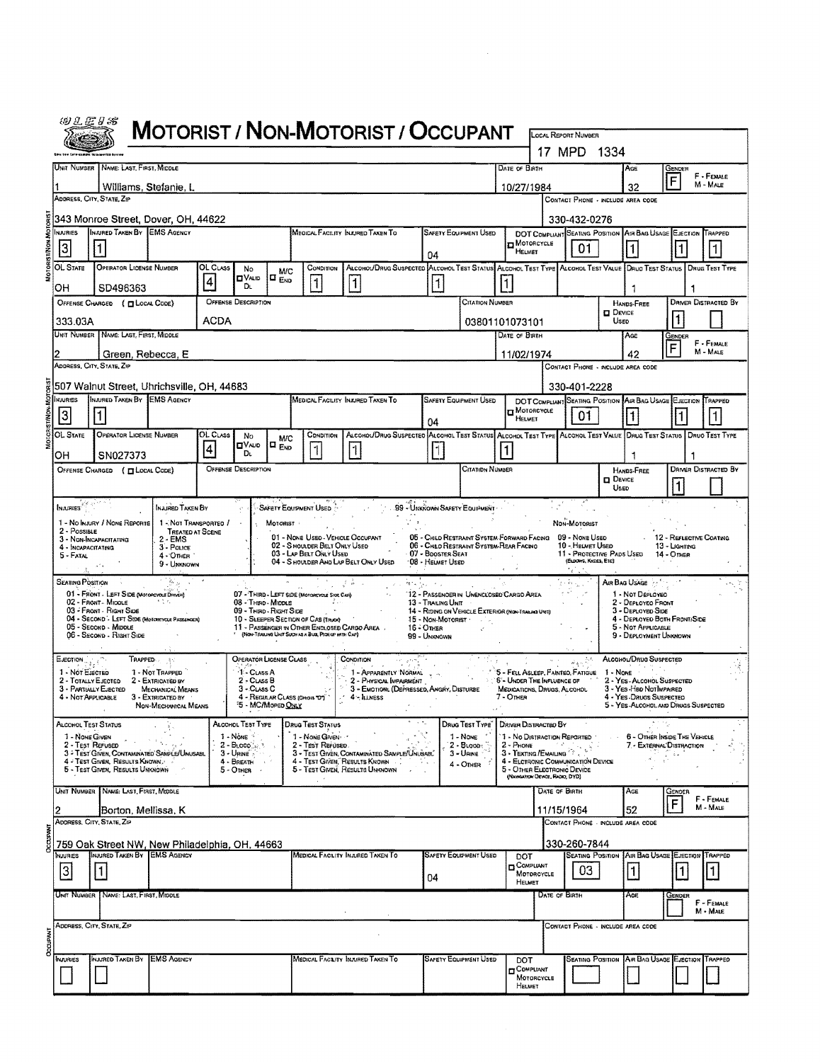# MOTORIST / NON-MOTORIST / OCCUPANT

OLEIS

LOCAL REPORT NUMBER: 17 MPD 1334

## MOTORIST/NON-MOTORIST

| UNIT NUMBER | NAME: LAST, FIRST, MIDDLE | DATE OF BIRTH | AGE | GENDER (F - FEMALE, M - MALE) |
|---|---|---|---|---|
| 1 | Williams, Stefanie, L | 10/27/1984 | 32 | F |

| ADDRESS, CITY, STATE, ZIP | CONTACT PHONE - INCLUDE AREA CODE |
|---|---|
| 343 Monroe Street, Dover, OH, 44622 | 330-432-0276 |

| INJURIES | INJURED TAKEN BY | EMS AGENCY | MEDICAL FACILITY INJURED TAKEN TO | SAFETY EQUIPMENT USED | DOT COMPLIANT MOTORCYCLE HELMET | SEATING POSITION | AIR BAG USAGE | EJECTION | TRAPPED |
|---|---|---|---|---|---|---|---|---|---|
| 3 | 1 | | | 04 | | 01 | 1 | 1 | 1 |

| OL STATE | OPERATOR LICENSE NUMBER | OL CLASS | NO VALID DL | M/C END | CONDITION | ALCOHOL/DRUG SUSPECTED | ALCOHOL TEST STATUS | ALCOHOL TEST TYPE | ALCOHOL TEST VALUE | DRUG TEST STATUS | DRUG TEST TYPE |
|---|---|---|---|---|---|---|---|---|---|---|---|
| OH | SD496363 | 4 | | | 1 | 1 | 1 | 1 | | 1 | 1 |

| OFFENSE CHARGED (LOCAL CODE) | OFFENSE DESCRIPTION | CITATION NUMBER | HANDS-FREE DEVICE USED | DRIVER DISTRACTED BY |
|---|---|---|---|---|
| 333.03A | ACDA | 03801101073101 | | 1 |

## MOTORIST/NON-MOTORIST

| UNIT NUMBER | NAME: LAST, FIRST, MIDDLE | DATE OF BIRTH | AGE | GENDER (F - FEMALE, M - MALE) |
|---|---|---|---|---|
| 2 | Green, Rebecca, E | 11/02/1974 | 42 | F |

| ADDRESS, CITY, STATE, ZIP | CONTACT PHONE - INCLUDE AREA CODE |
|---|---|
| 507 Walnut Street, Uhrichsville, OH, 44683 | 330-401-2228 |

| INJURIES | INJURED TAKEN BY | EMS AGENCY | MEDICAL FACILITY INJURED TAKEN TO | SAFETY EQUIPMENT USED | DOT COMPLIANT MOTORCYCLE HELMET | SEATING POSITION | AIR BAG USAGE | EJECTION | TRAPPED |
|---|---|---|---|---|---|---|---|---|---|
| 3 | 1 | | | 04 | | 01 | 1 | 1 | 1 |

| OL STATE | OPERATOR LICENSE NUMBER | OL CLASS | NO VALID DL | M/C END | CONDITION | ALCOHOL/DRUG SUSPECTED | ALCOHOL TEST STATUS | ALCOHOL TEST TYPE | ALCOHOL TEST VALUE | DRUG TEST STATUS | DRUG TEST TYPE |
|---|---|---|---|---|---|---|---|---|---|---|---|
| OH | SN027373 | 4 | | | 1 | 1 | 1 | 1 | | 1 | 1 |

| OFFENSE CHARGED (LOCAL CODE) | OFFENSE DESCRIPTION | CITATION NUMBER | HANDS-FREE DEVICE USED | DRIVER DISTRACTED BY |
|---|---|---|---|---|
| | | | | 1 |

## Codes

**INJURIES:** 1 - No Injury / None Reported; 2 - Possible; 3 - Non-Incapacitating; 4 - Incapacitating; 5 - Fatal

**INJURED TAKEN BY:** 1 - Not Transported / Treated at Scene; 2 - EMS; 3 - Police; 4 - Other; 9 - Unknown

**SAFETY EQUIPMENT USED:** 99 - Unknown Safety Equipment

Motorist: 01 - None Used - Vehicle Occupant; 02 - Shoulder Belt Only Used; 03 - Lap Belt Only Used; 04 - Shoulder and Lap Belt Only Used; 05 - Child Restraint System Forward Facing; 06 - Child Restraint System-Rear Facing; 07 - Booster Seat; 08 - Helmet Used

Non-Motorist: 09 - None Used; 10 - Helmet Used; 11 - Protective Pads Used (Elbows, Knees, Etc); 12 - Reflective Coating; 13 - Lighting; 14 - Other

**SEATING POSITION:** 01 - Front - Left Side (Motorcycle Driver); 02 - Front - Middle; 03 - Front - Right Side; 04 - Second - Left Side (Motorcycle Passenger); 05 - Second - Middle; 06 - Second - Right Side; 07 - Third - Left Side (Motorcycle Side Car); 08 - Third - Middle; 09 - Third - Right Side; 10 - Sleeper Section of Cab (Truck); 11 - Passenger in Other Enclosed Cargo Area (Non-Trailing Unit Such as a Bus, Pick-up with Cap); 12 - Passenger in Unenclosed Cargo Area; 13 - Trailing Unit; 14 - Riding on Vehicle Exterior (Non-Trailing Unit); 15 - Non-Motorist; 16 - Other; 99 - Unknown

**AIR BAG USAGE:** 1 - Not Deployed; 2 - Deployed Front; 3 - Deployed Side; 4 - Deployed Both Front/Side; 5 - Not Applicable; 9 - Deployment Unknown

**EJECTION:** 1 - Not Ejected; 2 - Totally Ejected; 3 - Partially Ejected; 4 - Not Applicable

**TRAPPED:** 1 - Not Trapped; 2 - Extricated by Mechanical Means; 3 - Extricated by Non-Mechanical Means

**OPERATOR LICENSE CLASS:** 1 - Class A; 2 - Class B; 3 - Class C; 4 - Regular Class (Ohio is "D"); 5 - MC/Moped Only

**CONDITION:** 1 - Apparently Normal; 2 - Physical Impairment; 3 - Emotional (Depressed, Angry, Disturbed); 4 - Illness; 5 - Fell Asleep, Fainted, Fatigue; 6 - Under the Influence of Medications, Drugs, Alcohol; 7 - Other

**ALCOHOL/DRUG SUSPECTED:** 1 - None; 2 - Yes - Alcohol Suspected; 3 - Yes - HBD Not Impaired; 4 - Yes - Drugs Suspected; 5 - Yes - Alcohol and Drugs Suspected

**ALCOHOL TEST STATUS:** 1 - None Given; 2 - Test Refused; 3 - Test Given, Contaminated Sample/Unusable; 4 - Test Given, Results Known; 5 - Test Given, Results Unknown

**ALCOHOL TEST TYPE:** 1 - None; 2 - Blood; 3 - Urine; 4 - Breath; 5 - Other

**DRUG TEST STATUS:** 1 - None Given; 2 - Test Refused; 3 - Test Given, Contaminated Sample/Unusable; 4 - Test Given, Results Known; 5 - Test Given, Results Unknown

**DRUG TEST TYPE:** 1 - None; 2 - Blood; 3 - Urine; 4 - Other

**DRIVER DISTRACTED BY:** 1 - No Distraction Reported; 2 - Phone; 3 - Texting/Emailing; 4 - Electronic Communication Device; 5 - Other Electronic Device (Navigation Device, Radio, DVD); 6 - Other Inside the Vehicle; 7 - External Distraction

## OCCUPANT

| UNIT NUMBER | NAME: LAST, FIRST, MIDDLE | DATE OF BIRTH | AGE | GENDER (F - FEMALE, M - MALE) |
|---|---|---|---|---|
| 2 | Borton, Mellissa, K | 11/15/1964 | 52 | F |

| ADDRESS, CITY, STATE, ZIP | CONTACT PHONE - INCLUDE AREA CODE |
|---|---|
| 759 Oak Street NW, New Philadelphia, OH, 44663 | 330-260-7844 |

| INJURIES | INJURED TAKEN BY | EMS AGENCY | MEDICAL FACILITY INJURED TAKEN TO | SAFETY EQUIPMENT USED | DOT COMPLIANT MOTORCYCLE HELMET | SEATING POSITION | AIR BAG USAGE | EJECTION | TRAPPED |
|---|---|---|---|---|---|---|---|---|---|
| 3 | 1 | | | 04 | | 03 | 1 | 1 | 1 |

## OCCUPANT

| UNIT NUMBER | NAME: LAST, FIRST, MIDDLE | DATE OF BIRTH | AGE | GENDER (F - FEMALE, M - MALE) |
|---|---|---|---|---|
| | | | | |

| ADDRESS, CITY, STATE, ZIP | CONTACT PHONE - INCLUDE AREA CODE |
|---|---|
| | |

| INJURIES | INJURED TAKEN BY | EMS AGENCY | MEDICAL FACILITY INJURED TAKEN TO | SAFETY EQUIPMENT USED | DOT COMPLIANT MOTORCYCLE HELMET | SEATING POSITION | AIR BAG USAGE | EJECTION | TRAPPED |
|---|---|---|---|---|---|---|---|---|---|
| | | | | | | | | | |